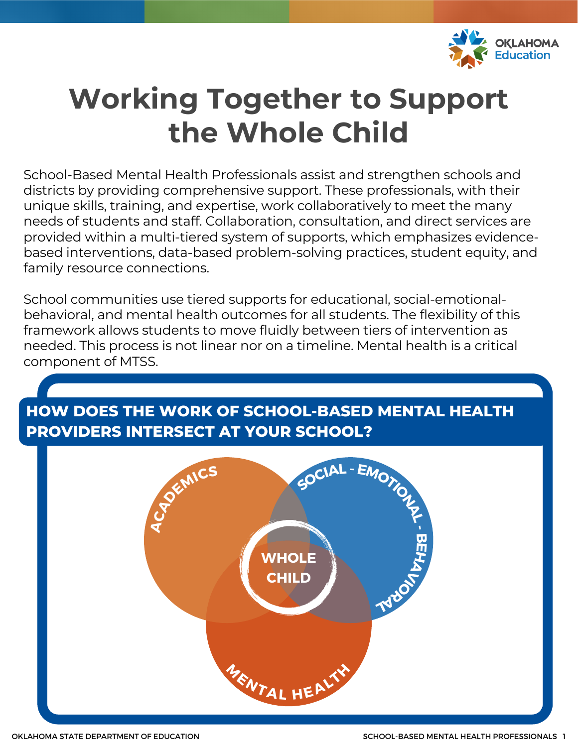# Working Together to Support the Whole Child

School-Based Mental Health Professionals assist and strengthen schools and districts by providing comprehensive support. These professionals, with their unique skills, training, and expertise, work collaboratively to meet the many needs of students and staff. Collaboration, consultation, and direct services are provided within a multi-tiered system of supports, which emphasizes evidence-based interventions, data-based problem-solving practices, student equity, and family resource connections.

School communities use tiered supports for educational, social-emotional-behavioral, and mental health outcomes for all students. The flexibility of this framework allows students to move fluidly between tiers of intervention as needed. This process is not linear nor on a timeline. Mental health is a critical component of MTSS.

## HOW DOES THE WORK OF SCHOOL-BASED MENTAL HEALTH PROVIDERS INTERSECT AT YOUR SCHOOL?

ACADEMICS

SOCIAL - EMOTIONAL - BEHAVIORAL

MENTAL HEALTH

WHOLE CHILD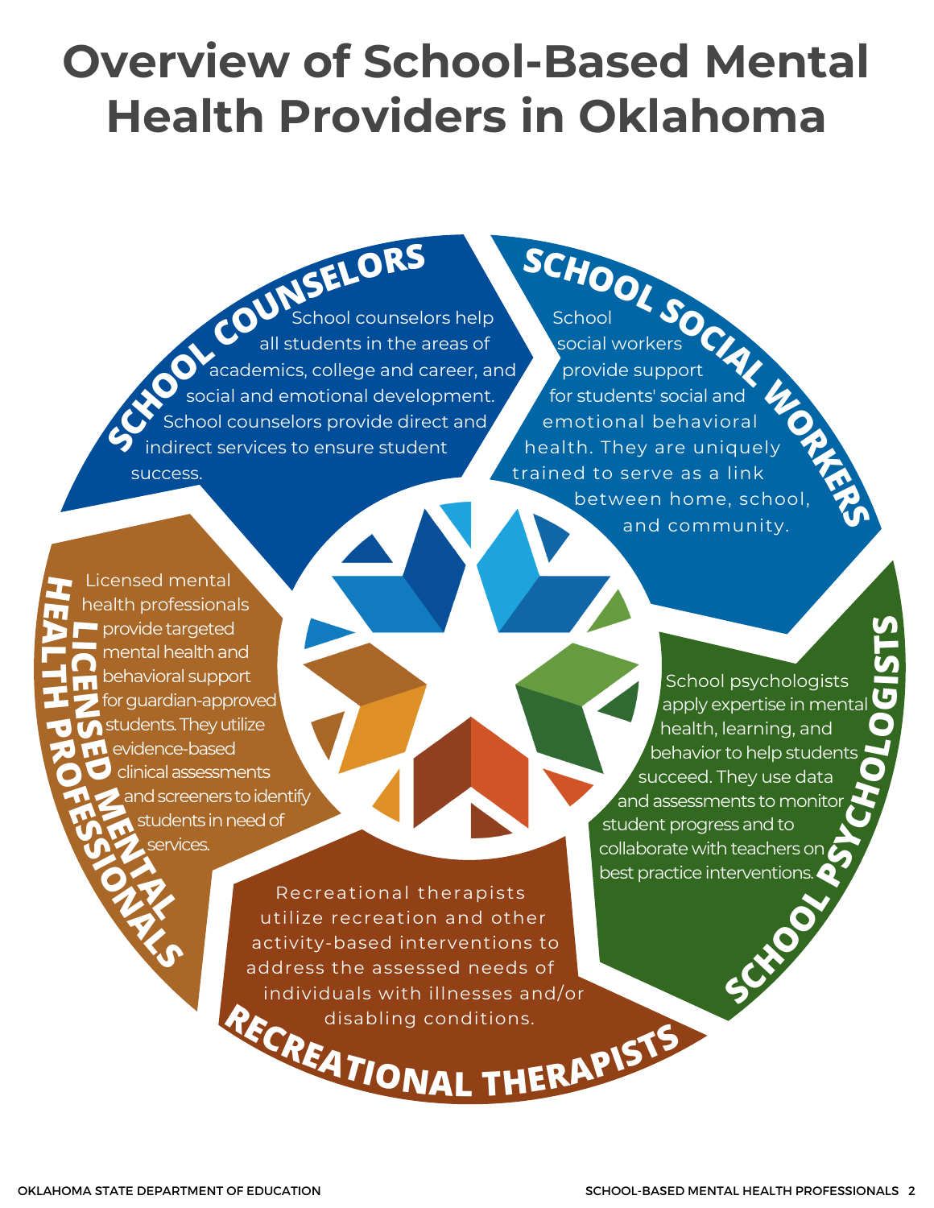# Overview of School-Based Mental Health Providers in Oklahoma

## SCHOOL COUNSELORS

School counselors help all students in the areas of academics, college and career, and social and emotional development. School counselors provide direct and indirect services to ensure student success.

## SCHOOL SOCIAL WORKERS

School social workers provide support for students' social and emotional behavioral health. They are uniquely trained to serve as a link between home, school, and community.

## SCHOOL PSYCHOLOGISTS

School psychologists apply expertise in mental health, learning, and behavior to help students succeed. They use data and assessments to monitor student progress and to collaborate with teachers on best practice interventions.

## RECREATIONAL THERAPISTS

Recreational therapists utilize recreation and other activity-based interventions to address the assessed needs of individuals with illnesses and/or disabling conditions.

## LICENSED MENTAL HEALTH PROFESSIONALS

Licensed mental health professionals provide targeted mental health and behavioral support for guardian-approved students. They utilize evidence-based clinical assessments and screeners to identify students in need of services.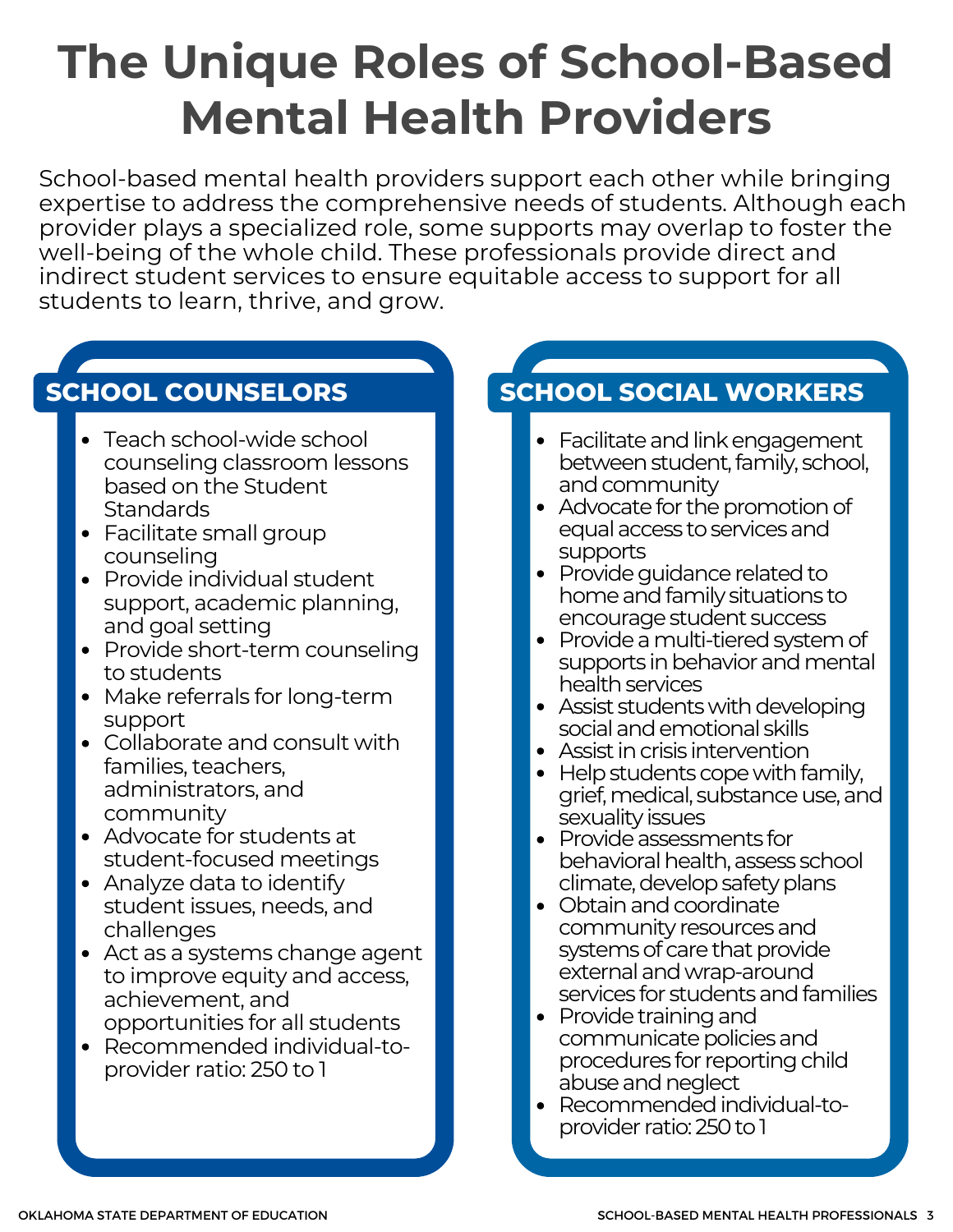# The Unique Roles of School-Based Mental Health Providers

School-based mental health providers support each other while bringing expertise to address the comprehensive needs of students. Although each provider plays a specialized role, some supports may overlap to foster the well-being of the whole child. These professionals provide direct and indirect student services to ensure equitable access to support for all students to learn, thrive, and grow.

## SCHOOL COUNSELORS

- Teach school-wide school counseling classroom lessons based on the Student Standards
- Facilitate small group counseling
- Provide individual student support, academic planning, and goal setting
- Provide short-term counseling to students
- Make referrals for long-term support
- Collaborate and consult with families, teachers, administrators, and community
- Advocate for students at student-focused meetings
- Analyze data to identify student issues, needs, and challenges
- Act as a systems change agent to improve equity and access, achievement, and opportunities for all students
- Recommended individual-to-provider ratio: 250 to 1

## SCHOOL SOCIAL WORKERS

- Facilitate and link engagement between student, family, school, and community
- Advocate for the promotion of equal access to services and supports
- Provide guidance related to home and family situations to encourage student success
- Provide a multi-tiered system of supports in behavior and mental health services
- Assist students with developing social and emotional skills
- Assist in crisis intervention
- Help students cope with family, grief, medical, substance use, and sexuality issues
- Provide assessments for behavioral health, assess school climate, develop safety plans
- Obtain and coordinate community resources and systems of care that provide external and wrap-around services for students and families
- Provide training and communicate policies and procedures for reporting child abuse and neglect
- Recommended individual-to-provider ratio: 250 to 1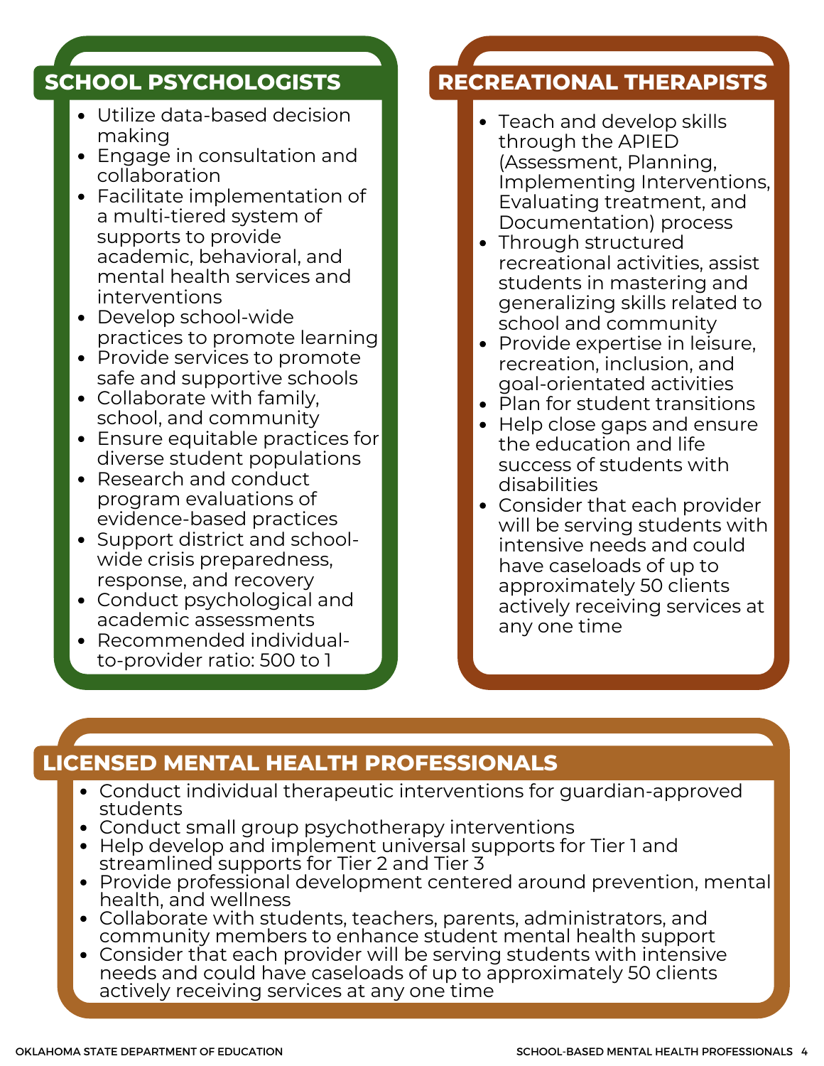## SCHOOL PSYCHOLOGISTS

- Utilize data-based decision making
- Engage in consultation and collaboration
- Facilitate implementation of a multi-tiered system of supports to provide academic, behavioral, and mental health services and interventions
- Develop school-wide practices to promote learning
- Provide services to promote safe and supportive schools
- Collaborate with family, school, and community
- Ensure equitable practices for diverse student populations
- Research and conduct program evaluations of evidence-based practices
- Support district and school-wide crisis preparedness, response, and recovery
- Conduct psychological and academic assessments
- Recommended individual-to-provider ratio: 500 to 1

## RECREATIONAL THERAPISTS

- Teach and develop skills through the APIED (Assessment, Planning, Implementing Interventions, Evaluating treatment, and Documentation) process
- Through structured recreational activities, assist students in mastering and generalizing skills related to school and community
- Provide expertise in leisure, recreation, inclusion, and goal-orientated activities
- Plan for student transitions
- Help close gaps and ensure the education and life success of students with disabilities
- Consider that each provider will be serving students with intensive needs and could have caseloads of up to approximately 50 clients actively receiving services at any one time

## LICENSED MENTAL HEALTH PROFESSIONALS

- Conduct individual therapeutic interventions for guardian-approved students
- Conduct small group psychotherapy interventions
- Help develop and implement universal supports for Tier 1 and streamlined supports for Tier 2 and Tier 3
- Provide professional development centered around prevention, mental health, and wellness
- Collaborate with students, teachers, parents, administrators, and community members to enhance student mental health support
- Consider that each provider will be serving students with intensive needs and could have caseloads of up to approximately 50 clients actively receiving services at any one time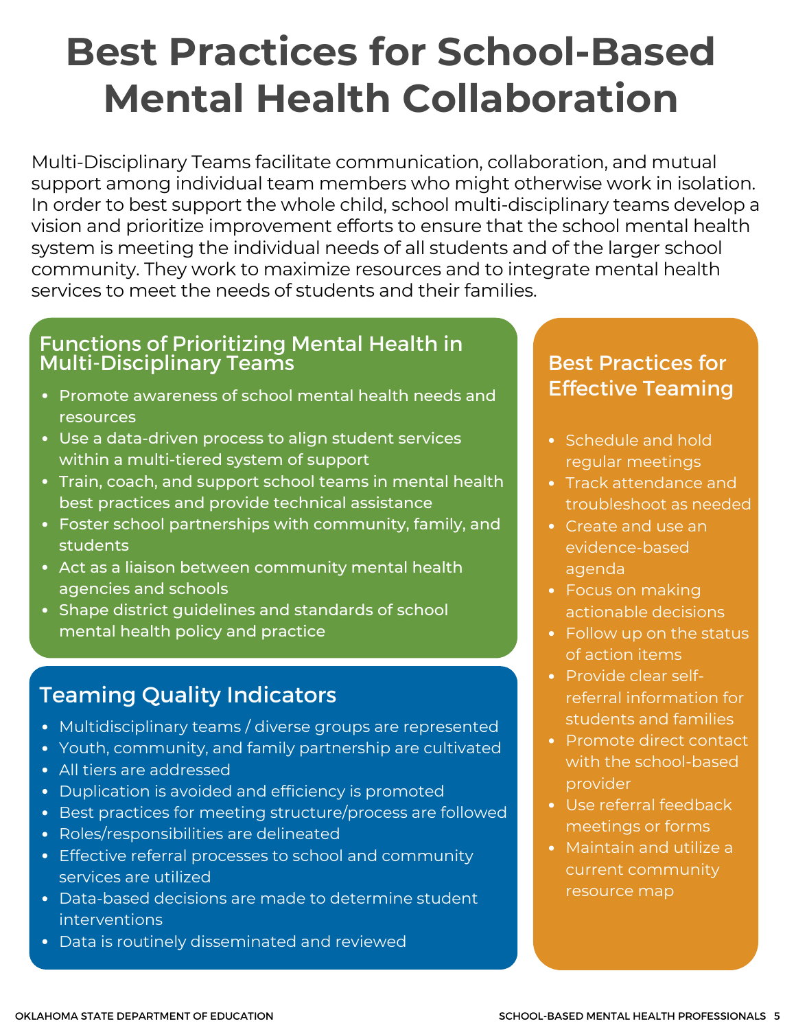# Best Practices for School-Based Mental Health Collaboration

Multi-Disciplinary Teams facilitate communication, collaboration, and mutual support among individual team members who might otherwise work in isolation. In order to best support the whole child, school multi-disciplinary teams develop a vision and prioritize improvement efforts to ensure that the school mental health system is meeting the individual needs of all students and of the larger school community. They work to maximize resources and to integrate mental health services to meet the needs of students and their families.

## Functions of Prioritizing Mental Health in Multi-Disciplinary Teams

- Promote awareness of school mental health needs and resources
- Use a data-driven process to align student services within a multi-tiered system of support
- Train, coach, and support school teams in mental health best practices and provide technical assistance
- Foster school partnerships with community, family, and students
- Act as a liaison between community mental health agencies and schools
- Shape district guidelines and standards of school mental health policy and practice

## Teaming Quality Indicators

- Multidisciplinary teams / diverse groups are represented
- Youth, community, and family partnership are cultivated
- All tiers are addressed
- Duplication is avoided and efficiency is promoted
- Best practices for meeting structure/process are followed
- Roles/responsibilities are delineated
- Effective referral processes to school and community services are utilized
- Data-based decisions are made to determine student interventions
- Data is routinely disseminated and reviewed

## Best Practices for Effective Teaming

- Schedule and hold regular meetings
- Track attendance and troubleshoot as needed
- Create and use an evidence-based agenda
- Focus on making actionable decisions
- Follow up on the status of action items
- Provide clear self-referral information for students and families
- Promote direct contact with the school-based provider
- Use referral feedback meetings or forms
- Maintain and utilize a current community resource map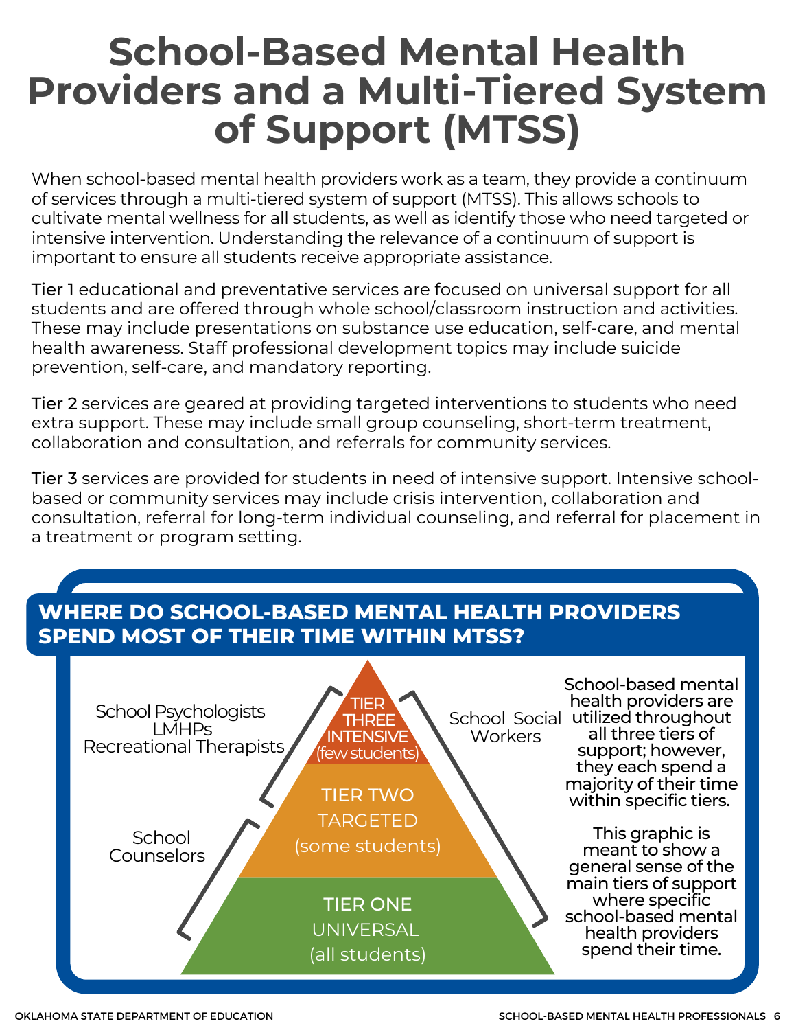# School-Based Mental Health Providers and a Multi-Tiered System of Support (MTSS)

When school-based mental health providers work as a team, they provide a continuum of services through a multi-tiered system of support (MTSS). This allows schools to cultivate mental wellness for all students, as well as identify those who need targeted or intensive intervention. Understanding the relevance of a continuum of support is important to ensure all students receive appropriate assistance.

Tier 1 educational and preventative services are focused on universal support for all students and are offered through whole school/classroom instruction and activities. These may include presentations on substance use education, self-care, and mental health awareness. Staff professional development topics may include suicide prevention, self-care, and mandatory reporting.

Tier 2 services are geared at providing targeted interventions to students who need extra support. These may include small group counseling, short-term treatment, collaboration and consultation, and referrals for community services.

Tier 3 services are provided for students in need of intensive support. Intensive school-based or community services may include crisis intervention, collaboration and consultation, referral for long-term individual counseling, and referral for placement in a treatment or program setting.

## WHERE DO SCHOOL-BASED MENTAL HEALTH PROVIDERS SPEND MOST OF THEIR TIME WITHIN MTSS?

School Psychologists
LMHPs
Recreational Therapists

School Counselors

TIER THREE INTENSIVE (few students)

TIER TWO TARGETED (some students)

TIER ONE UNIVERSAL (all students)

School Social Workers

School-based mental health providers are utilized throughout all three tiers of support; however, they each spend a majority of their time within specific tiers.

This graphic is meant to show a general sense of the main tiers of support where specific school-based mental health providers spend their time.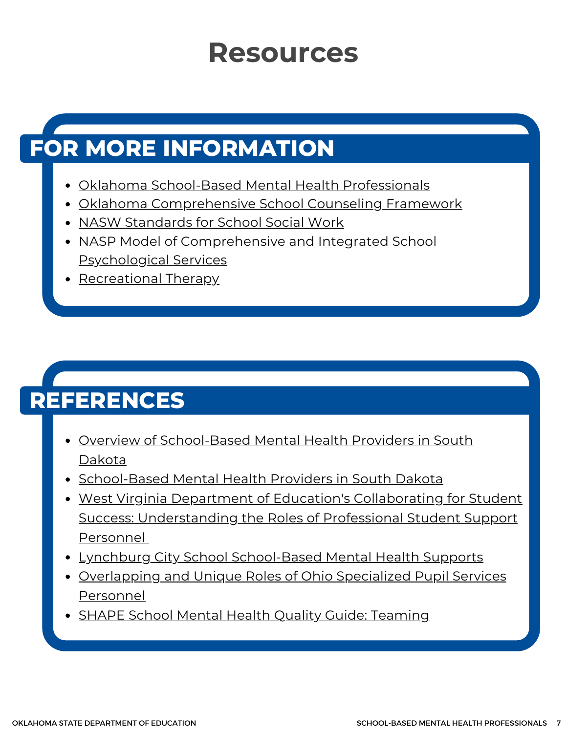# Resources

## FOR MORE INFORMATION

- Oklahoma School-Based Mental Health Professionals
- Oklahoma Comprehensive School Counseling Framework
- NASW Standards for School Social Work
- NASP Model of Comprehensive and Integrated School Psychological Services
- Recreational Therapy

## REFERENCES

- Overview of School-Based Mental Health Providers in South Dakota
- School-Based Mental Health Providers in South Dakota
- West Virginia Department of Education's Collaborating for Student Success: Understanding the Roles of Professional Student Support Personnel
- Lynchburg City School School-Based Mental Health Supports
- Overlapping and Unique Roles of Ohio Specialized Pupil Services Personnel
- SHAPE School Mental Health Quality Guide: Teaming